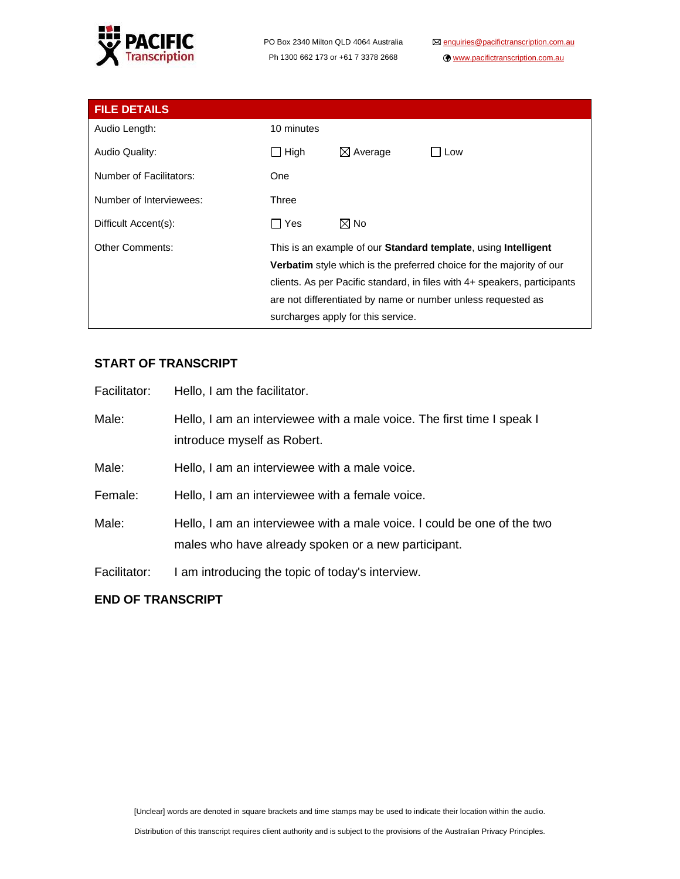PACIFIC Transcription

PO Box 2340 Milton QLD 4064 Australia
Ph 1300 662 173 or +61 7 3378 2668

enquiries@pacifictranscription.com.au
www.pacifictranscription.com.au

| FILE DETAILS | | | |
|---|---|---|---|
| Audio Length: | 10 minutes | | |
| Audio Quality: | ☐ High | ☒ Average | ☐ Low |
| Number of Facilitators: | One | | |
| Number of Interviewees: | Three | | |
| Difficult Accent(s): | ☐ Yes | ☒ No | |
| Other Comments: | This is an example of our **Standard template**, using **Intelligent Verbatim** style which is the preferred choice for the majority of our clients. As per Pacific standard, in files with 4+ speakers, participants are not differentiated by name or number unless requested as surcharges apply for this service. | | |

**START OF TRANSCRIPT**

Facilitator: Hello, I am the facilitator.

Male: Hello, I am an interviewee with a male voice. The first time I speak I introduce myself as Robert.

Male: Hello, I am an interviewee with a male voice.

Female: Hello, I am an interviewee with a female voice.

Male: Hello, I am an interviewee with a male voice. I could be one of the two males who have already spoken or a new participant.

Facilitator: I am introducing the topic of today's interview.

**END OF TRANSCRIPT**

[Unclear] words are denoted in square brackets and time stamps may be used to indicate their location within the audio.

Distribution of this transcript requires client authority and is subject to the provisions of the Australian Privacy Principles.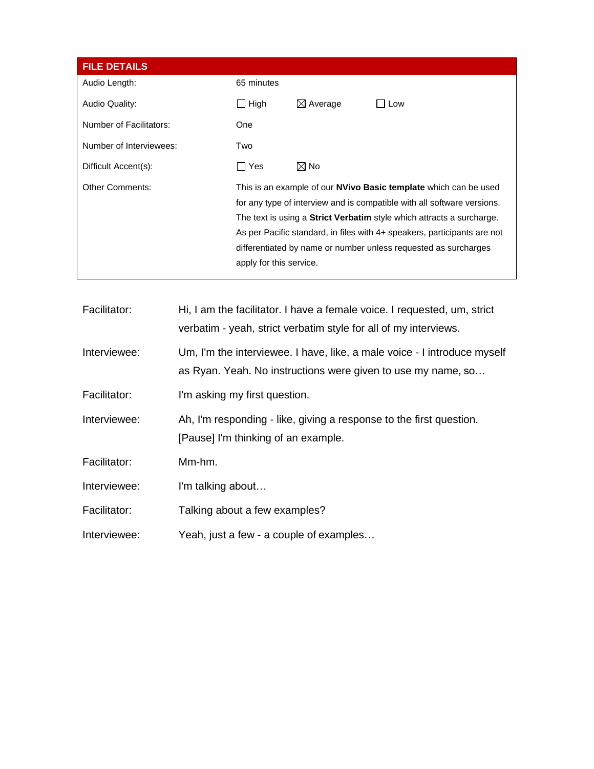| **FILE DETAILS** | | | |
|---|---|---|---|
| Audio Length: | 65 minutes | | |
| Audio Quality: | ☐ High | ☒ Average | ☐ Low |
| Number of Facilitators: | One | | |
| Number of Interviewees: | Two | | |
| Difficult Accent(s): | ☐ Yes | ☒ No | |
| Other Comments: | This is an example of our **NVivo Basic template** which can be used for any type of interview and is compatible with all software versions. The text is using a **Strict Verbatim** style which attracts a surcharge. As per Pacific standard, in files with 4+ speakers, participants are not differentiated by name or number unless requested as surcharges apply for this service. | | |

Facilitator: Hi, I am the facilitator. I have a female voice. I requested, um, strict verbatim - yeah, strict verbatim style for all of my interviews.

Interviewee: Um, I'm the interviewee. I have, like, a male voice - I introduce myself as Ryan. Yeah. No instructions were given to use my name, so…

Facilitator: I'm asking my first question.

Interviewee: Ah, I'm responding - like, giving a response to the first question. [Pause] I'm thinking of an example.

Facilitator: Mm-hm.

Interviewee: I'm talking about…

Facilitator: Talking about a few examples?

Interviewee: Yeah, just a few - a couple of examples…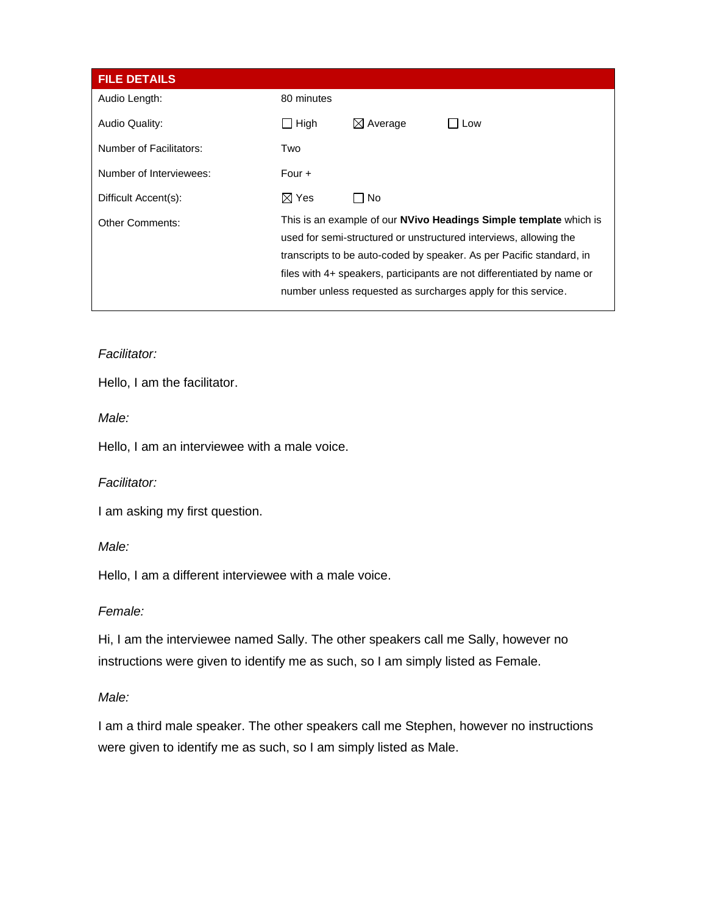| FILE DETAILS | | | |
|---|---|---|---|
| Audio Length: | 80 minutes | | |
| Audio Quality: | ☐ High | ☒ Average | ☐ Low |
| Number of Facilitators: | Two | | |
| Number of Interviewees: | Four + | | |
| Difficult Accent(s): | ☒ Yes | ☐ No | |
| Other Comments: | This is an example of our **NVivo Headings Simple template** which is used for semi-structured or unstructured interviews, allowing the transcripts to be auto-coded by speaker. As per Pacific standard, in files with 4+ speakers, participants are not differentiated by name or number unless requested as surcharges apply for this service. | | |

*Facilitator:*

Hello, I am the facilitator.

*Male:*

Hello, I am an interviewee with a male voice.

*Facilitator:*

I am asking my first question.

*Male:*

Hello, I am a different interviewee with a male voice.

*Female:*

Hi, I am the interviewee named Sally. The other speakers call me Sally, however no instructions were given to identify me as such, so I am simply listed as Female.

*Male:*

I am a third male speaker. The other speakers call me Stephen, however no instructions were given to identify me as such, so I am simply listed as Male.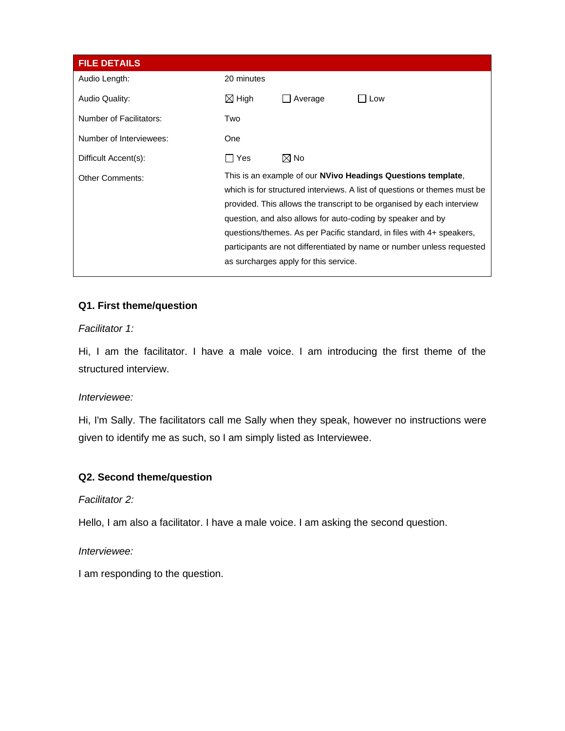| FILE DETAILS | | | |
| --- | --- | --- | --- |
| Audio Length: | 20 minutes | | |
| Audio Quality: | ☒ High | ☐ Average | ☐ Low |
| Number of Facilitators: | Two | | |
| Number of Interviewees: | One | | |
| Difficult Accent(s): | ☐ Yes | ☒ No | |
| Other Comments: | This is an example of our **NVivo Headings Questions template**, which is for structured interviews. A list of questions or themes must be provided. This allows the transcript to be organised by each interview question, and also allows for auto-coding by speaker and by questions/themes. As per Pacific standard, in files with 4+ speakers, participants are not differentiated by name or number unless requested as surcharges apply for this service. | | |

### Q1. First theme/question

*Facilitator 1:*

Hi, I am the facilitator. I have a male voice. I am introducing the first theme of the structured interview.

*Interviewee:*

Hi, I'm Sally. The facilitators call me Sally when they speak, however no instructions were given to identify me as such, so I am simply listed as Interviewee.

### Q2. Second theme/question

*Facilitator 2:*

Hello, I am also a facilitator. I have a male voice. I am asking the second question.

*Interviewee:*

I am responding to the question.